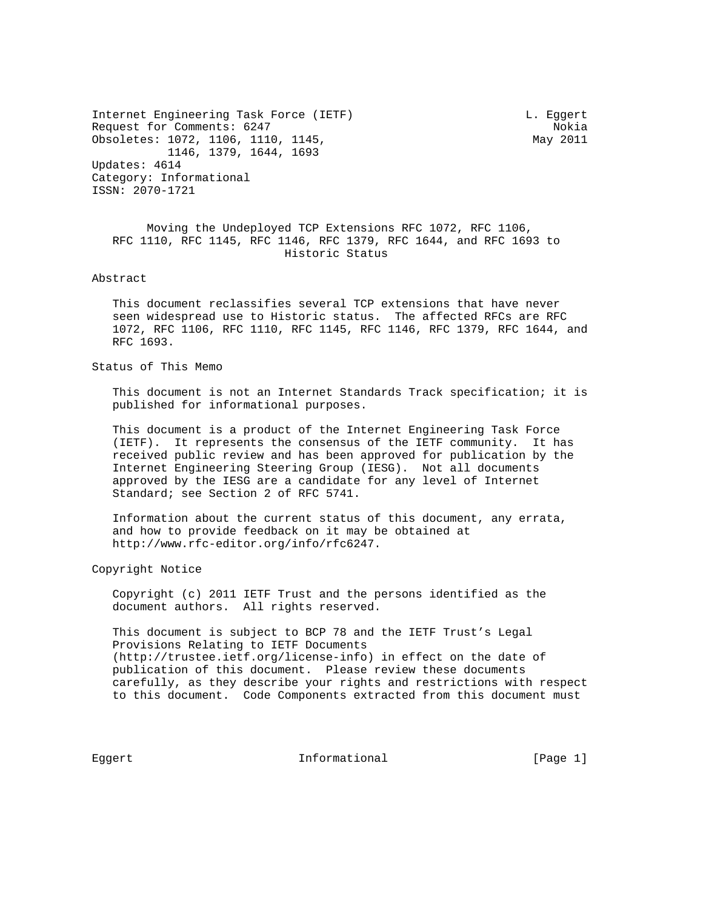Internet Engineering Task Force (IETF) L. Eggert
Request for Comments: 6247 Nokia
Obsoletes: 1072, 1106, 1110, 1145, 1146, 1379, 1644, 1693 May 2011
Updates: 4614
Category: Informational
ISSN: 2070-1721

# Moving the Undeployed TCP Extensions RFC 1072, RFC 1106, RFC 1110, RFC 1145, RFC 1146, RFC 1379, RFC 1644, and RFC 1693 to Historic Status

## Abstract

This document reclassifies several TCP extensions that have never seen widespread use to Historic status. The affected RFCs are RFC 1072, RFC 1106, RFC 1110, RFC 1145, RFC 1146, RFC 1379, RFC 1644, and RFC 1693.

## Status of This Memo

This document is not an Internet Standards Track specification; it is published for informational purposes.

This document is a product of the Internet Engineering Task Force (IETF). It represents the consensus of the IETF community. It has received public review and has been approved for publication by the Internet Engineering Steering Group (IESG). Not all documents approved by the IESG are a candidate for any level of Internet Standard; see Section 2 of RFC 5741.

Information about the current status of this document, any errata, and how to provide feedback on it may be obtained at http://www.rfc-editor.org/info/rfc6247.

## Copyright Notice

Copyright (c) 2011 IETF Trust and the persons identified as the document authors. All rights reserved.

This document is subject to BCP 78 and the IETF Trust's Legal Provisions Relating to IETF Documents (http://trustee.ietf.org/license-info) in effect on the date of publication of this document. Please review these documents carefully, as they describe your rights and restrictions with respect to this document. Code Components extracted from this document must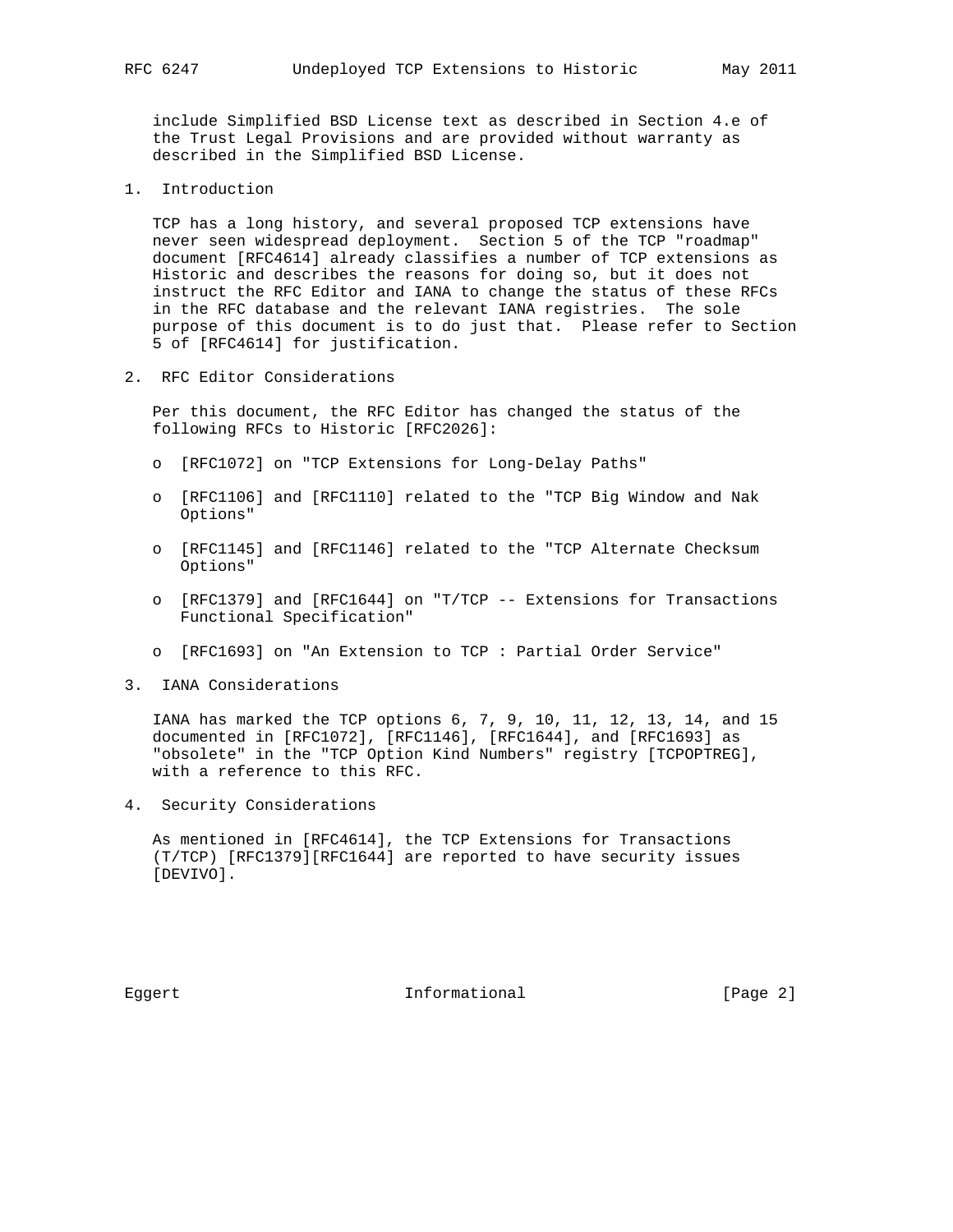include Simplified BSD License text as described in Section 4.e of the Trust Legal Provisions and are provided without warranty as described in the Simplified BSD License.

## 1. Introduction

TCP has a long history, and several proposed TCP extensions have never seen widespread deployment. Section 5 of the TCP "roadmap" document [RFC4614] already classifies a number of TCP extensions as Historic and describes the reasons for doing so, but it does not instruct the RFC Editor and IANA to change the status of these RFCs in the RFC database and the relevant IANA registries. The sole purpose of this document is to do just that. Please refer to Section 5 of [RFC4614] for justification.

## 2. RFC Editor Considerations

Per this document, the RFC Editor has changed the status of the following RFCs to Historic [RFC2026]:

- [RFC1072] on "TCP Extensions for Long-Delay Paths"
- [RFC1106] and [RFC1110] related to the "TCP Big Window and Nak Options"
- [RFC1145] and [RFC1146] related to the "TCP Alternate Checksum Options"
- [RFC1379] and [RFC1644] on "T/TCP -- Extensions for Transactions Functional Specification"
- [RFC1693] on "An Extension to TCP : Partial Order Service"

## 3. IANA Considerations

IANA has marked the TCP options 6, 7, 9, 10, 11, 12, 13, 14, and 15 documented in [RFC1072], [RFC1146], [RFC1644], and [RFC1693] as "obsolete" in the "TCP Option Kind Numbers" registry [TCPOPTREG], with a reference to this RFC.

## 4. Security Considerations

As mentioned in [RFC4614], the TCP Extensions for Transactions (T/TCP) [RFC1379][RFC1644] are reported to have security issues [DEVIVO].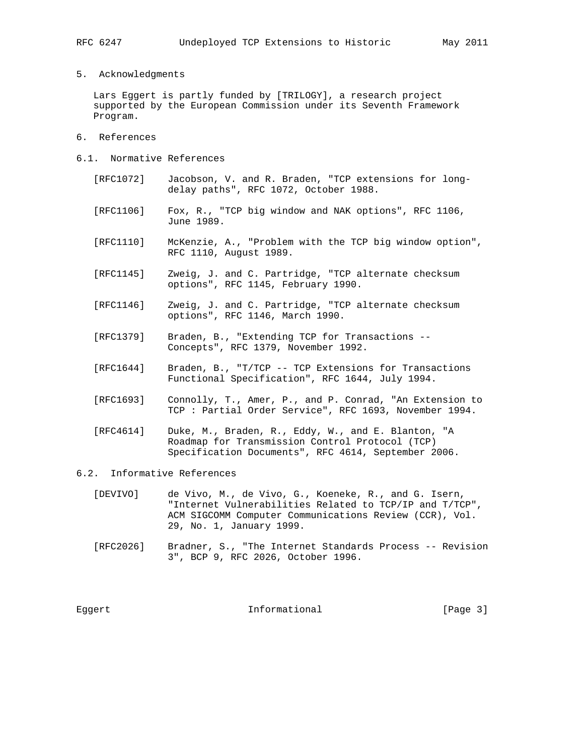## 5. Acknowledgments

Lars Eggert is partly funded by [TRILOGY], a research project supported by the European Commission under its Seventh Framework Program.

## 6. References

### 6.1. Normative References

[RFC1072] Jacobson, V. and R. Braden, "TCP extensions for long-delay paths", RFC 1072, October 1988.

[RFC1106] Fox, R., "TCP big window and NAK options", RFC 1106, June 1989.

[RFC1110] McKenzie, A., "Problem with the TCP big window option", RFC 1110, August 1989.

[RFC1145] Zweig, J. and C. Partridge, "TCP alternate checksum options", RFC 1145, February 1990.

[RFC1146] Zweig, J. and C. Partridge, "TCP alternate checksum options", RFC 1146, March 1990.

[RFC1379] Braden, B., "Extending TCP for Transactions -- Concepts", RFC 1379, November 1992.

[RFC1644] Braden, B., "T/TCP -- TCP Extensions for Transactions Functional Specification", RFC 1644, July 1994.

[RFC1693] Connolly, T., Amer, P., and P. Conrad, "An Extension to TCP : Partial Order Service", RFC 1693, November 1994.

[RFC4614] Duke, M., Braden, R., Eddy, W., and E. Blanton, "A Roadmap for Transmission Control Protocol (TCP) Specification Documents", RFC 4614, September 2006.

### 6.2. Informative References

[DEVIVO] de Vivo, M., de Vivo, G., Koeneke, R., and G. Isern, "Internet Vulnerabilities Related to TCP/IP and T/TCP", ACM SIGCOMM Computer Communications Review (CCR), Vol. 29, No. 1, January 1999.

[RFC2026] Bradner, S., "The Internet Standards Process -- Revision 3", BCP 9, RFC 2026, October 1996.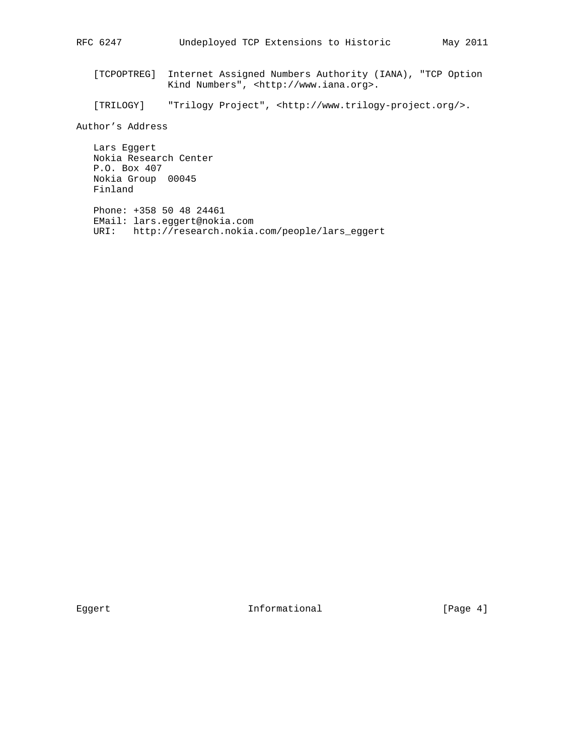[TCPOPTREG] Internet Assigned Numbers Authority (IANA), "TCP Option Kind Numbers", <http://www.iana.org>.

[TRILOGY] "Trilogy Project", <http://www.trilogy-project.org/>.

## Author's Address

Lars Eggert
Nokia Research Center
P.O. Box 407
Nokia Group 00045
Finland

Phone: +358 50 48 24461
EMail: lars.eggert@nokia.com
URI: http://research.nokia.com/people/lars_eggert